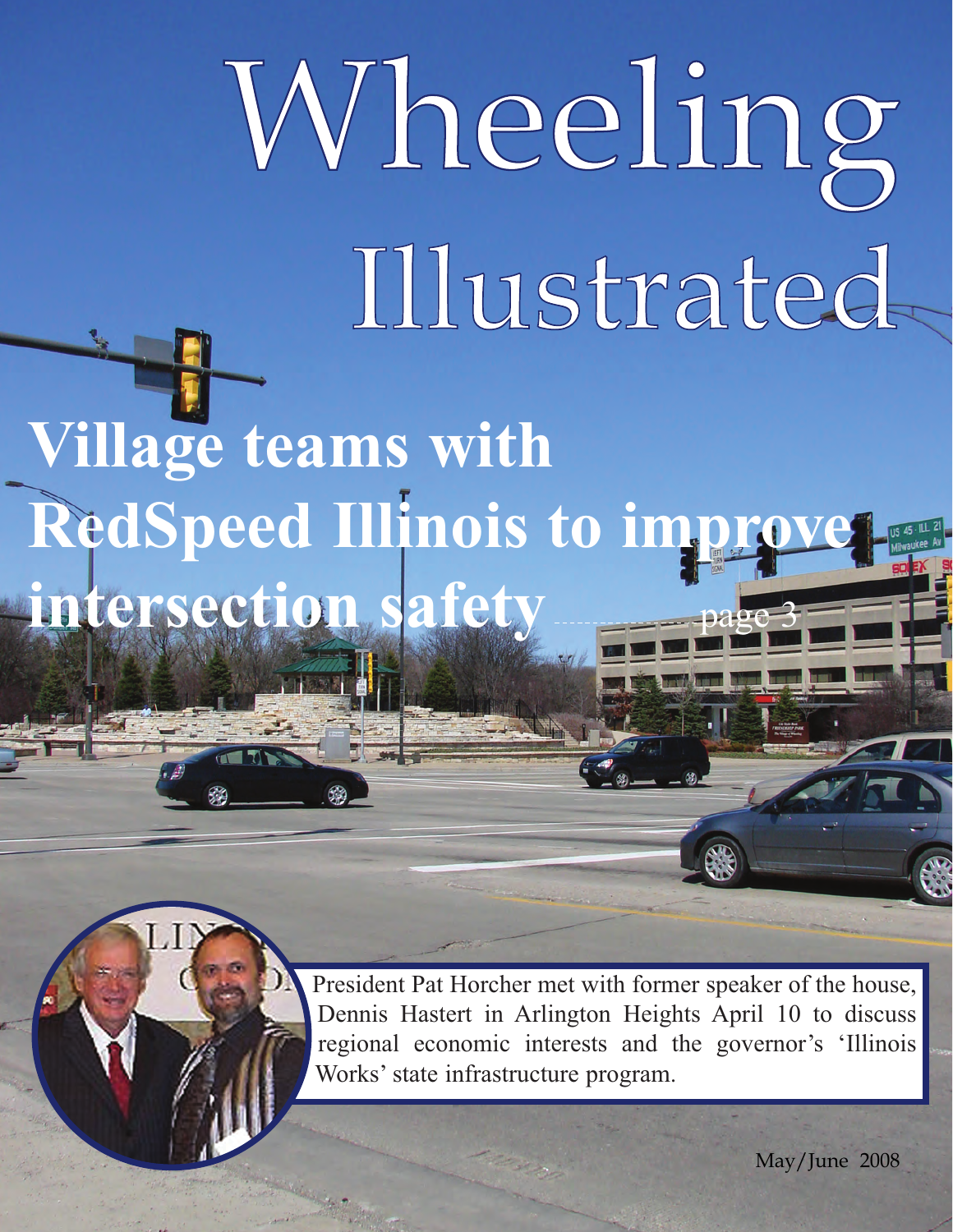# Wheeling Illustrated

## Village teams with RedSpeed Illinois to improve intersection safety ............... page 3

President Pat Horcher met with former speaker of the house, Dennis Hastert in Arlington Heights April 10 to discuss regional economic interests and the governor's 'Illinois Works' state infrastructure program.

May/June 2008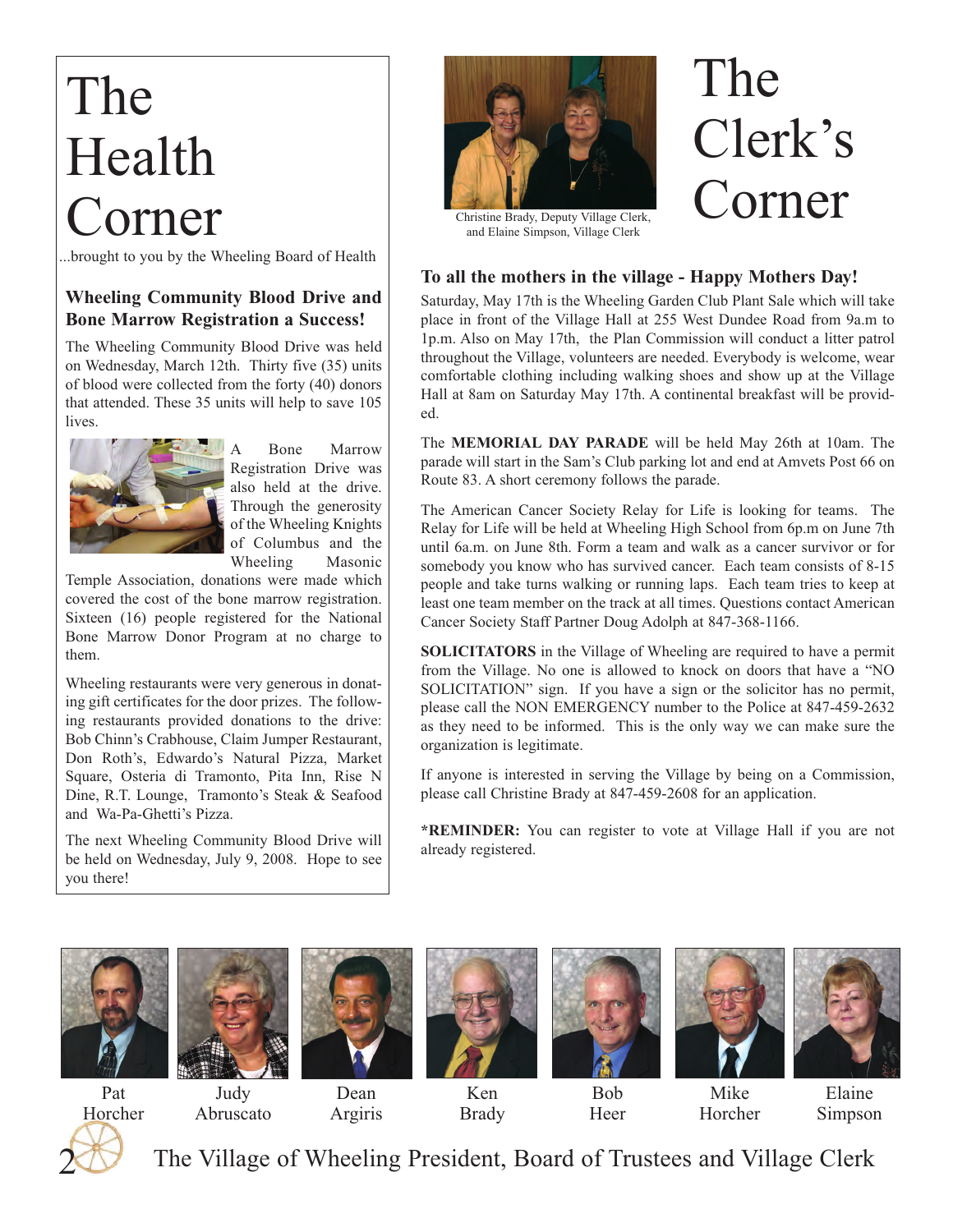# The Health Corner

...brought to you by the Wheeling Board of Health

### Wheeling Community Blood Drive and Bone Marrow Registration a Success!

The Wheeling Community Blood Drive was held on Wednesday, March 12th. Thirty five (35) units of blood were collected from the forty (40) donors that attended. These 35 units will help to save 105 lives.

A Bone Marrow Registration Drive was also held at the drive. Through the generosity of the Wheeling Knights of Columbus and the Wheeling Masonic Temple Association, donations were made which covered the cost of the bone marrow registration. Sixteen (16) people registered for the National Bone Marrow Donor Program at no charge to them.

Wheeling restaurants were very generous in donating gift certificates for the door prizes. The following restaurants provided donations to the drive: Bob Chinn's Crabhouse, Claim Jumper Restaurant, Don Roth's, Edwardo's Natural Pizza, Market Square, Osteria di Tramonto, Pita Inn, Rise N Dine, R.T. Lounge, Tramonto's Steak & Seafood and Wa-Pa-Ghetti's Pizza.

The next Wheeling Community Blood Drive will be held on Wednesday, July 9, 2008. Hope to see you there!

# The Clerk's Corner

Christine Brady, Deputy Village Clerk, and Elaine Simpson, Village Clerk

### To all the mothers in the village - Happy Mothers Day!

Saturday, May 17th is the Wheeling Garden Club Plant Sale which will take place in front of the Village Hall at 255 West Dundee Road from 9a.m to 1p.m. Also on May 17th, the Plan Commission will conduct a litter patrol throughout the Village, volunteers are needed. Everybody is welcome, wear comfortable clothing including walking shoes and show up at the Village Hall at 8am on Saturday May 17th. A continental breakfast will be provided.

The **MEMORIAL DAY PARADE** will be held May 26th at 10am. The parade will start in the Sam's Club parking lot and end at Amvets Post 66 on Route 83. A short ceremony follows the parade.

The American Cancer Society Relay for Life is looking for teams. The Relay for Life will be held at Wheeling High School from 6p.m on June 7th until 6a.m. on June 8th. Form a team and walk as a cancer survivor or for somebody you know who has survived cancer. Each team consists of 8-15 people and take turns walking or running laps. Each team tries to keep at least one team member on the track at all times. Questions contact American Cancer Society Staff Partner Doug Adolph at 847-368-1166.

**SOLICITATORS** in the Village of Wheeling are required to have a permit from the Village. No one is allowed to knock on doors that have a "NO SOLICITATION" sign. If you have a sign or the solicitor has no permit, please call the NON EMERGENCY number to the Police at 847-459-2632 as they need to be informed. This is the only way we can make sure the organization is legitimate.

If anyone is interested in serving the Village by being on a Commission, please call Christine Brady at 847-459-2608 for an application.

***REMINDER:** You can register to vote at Village Hall if you are not already registered.

Pat Horcher | Judy Abruscato | Dean Argiris | Ken Brady | Bob Heer | Mike Horcher | Elaine Simpson

The Village of Wheeling President, Board of Trustees and Village Clerk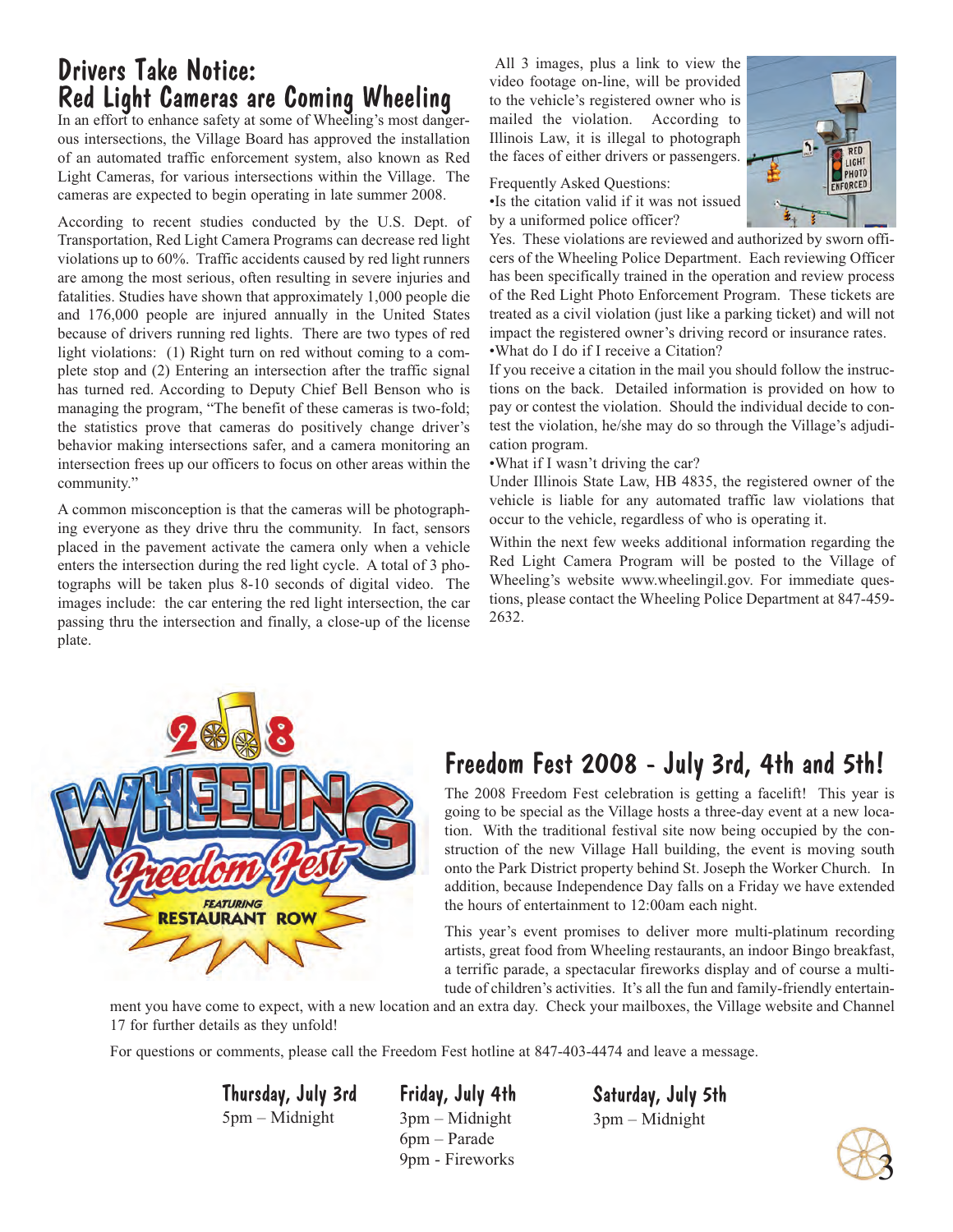# Drivers Take Notice: Red Light Cameras are Coming Wheeling

In an effort to enhance safety at some of Wheeling's most dangerous intersections, the Village Board has approved the installation of an automated traffic enforcement system, also known as Red Light Cameras, for various intersections within the Village. The cameras are expected to begin operating in late summer 2008.

According to recent studies conducted by the U.S. Dept. of Transportation, Red Light Camera Programs can decrease red light violations up to 60%. Traffic accidents caused by red light runners are among the most serious, often resulting in severe injuries and fatalities. Studies have shown that approximately 1,000 people die and 176,000 people are injured annually in the United States because of drivers running red lights. There are two types of red light violations: (1) Right turn on red without coming to a complete stop and (2) Entering an intersection after the traffic signal has turned red. According to Deputy Chief Bell Benson who is managing the program, "The benefit of these cameras is two-fold; the statistics prove that cameras do positively change driver's behavior making intersections safer, and a camera monitoring an intersection frees up our officers to focus on other areas within the community."

A common misconception is that the cameras will be photographing everyone as they drive thru the community. In fact, sensors placed in the pavement activate the camera only when a vehicle enters the intersection during the red light cycle. A total of 3 photographs will be taken plus 8-10 seconds of digital video. The images include: the car entering the red light intersection, the car passing thru the intersection and finally, a close-up of the license plate.

All 3 images, plus a link to view the video footage on-line, will be provided to the vehicle's registered owner who is mailed the violation. According to Illinois Law, it is illegal to photograph the faces of either drivers or passengers.

Frequently Asked Questions:

•Is the citation valid if it was not issued by a uniformed police officer?

Yes. These violations are reviewed and authorized by sworn officers of the Wheeling Police Department. Each reviewing Officer has been specifically trained in the operation and review process of the Red Light Photo Enforcement Program. These tickets are treated as a civil violation (just like a parking ticket) and will not impact the registered owner's driving record or insurance rates.

•What do I do if I receive a Citation?

If you receive a citation in the mail you should follow the instructions on the back. Detailed information is provided on how to pay or contest the violation. Should the individual decide to contest the violation, he/she may do so through the Village's adjudication program.

•What if I wasn't driving the car?

Under Illinois State Law, HB 4835, the registered owner of the vehicle is liable for any automated traffic law violations that occur to the vehicle, regardless of who is operating it.

Within the next few weeks additional information regarding the Red Light Camera Program will be posted to the Village of Wheeling's website www.wheelingil.gov. For immediate questions, please contact the Wheeling Police Department at 847-459-2632.

# Freedom Fest 2008 - July 3rd, 4th and 5th!

The 2008 Freedom Fest celebration is getting a facelift! This year is going to be special as the Village hosts a three-day event at a new location. With the traditional festival site now being occupied by the construction of the new Village Hall building, the event is moving south onto the Park District property behind St. Joseph the Worker Church. In addition, because Independence Day falls on a Friday we have extended the hours of entertainment to 12:00am each night.

This year's event promises to deliver more multi-platinum recording artists, great food from Wheeling restaurants, an indoor Bingo breakfast, a terrific parade, a spectacular fireworks display and of course a multitude of children's activities. It's all the fun and family-friendly entertainment you have come to expect, with a new location and an extra day. Check your mailboxes, the Village website and Channel 17 for further details as they unfold!

For questions or comments, please call the Freedom Fest hotline at 847-403-4474 and leave a message.

### Thursday, July 3rd
5pm – Midnight

### Friday, July 4th
3pm – Midnight
6pm – Parade
9pm - Fireworks

### Saturday, July 5th
3pm – Midnight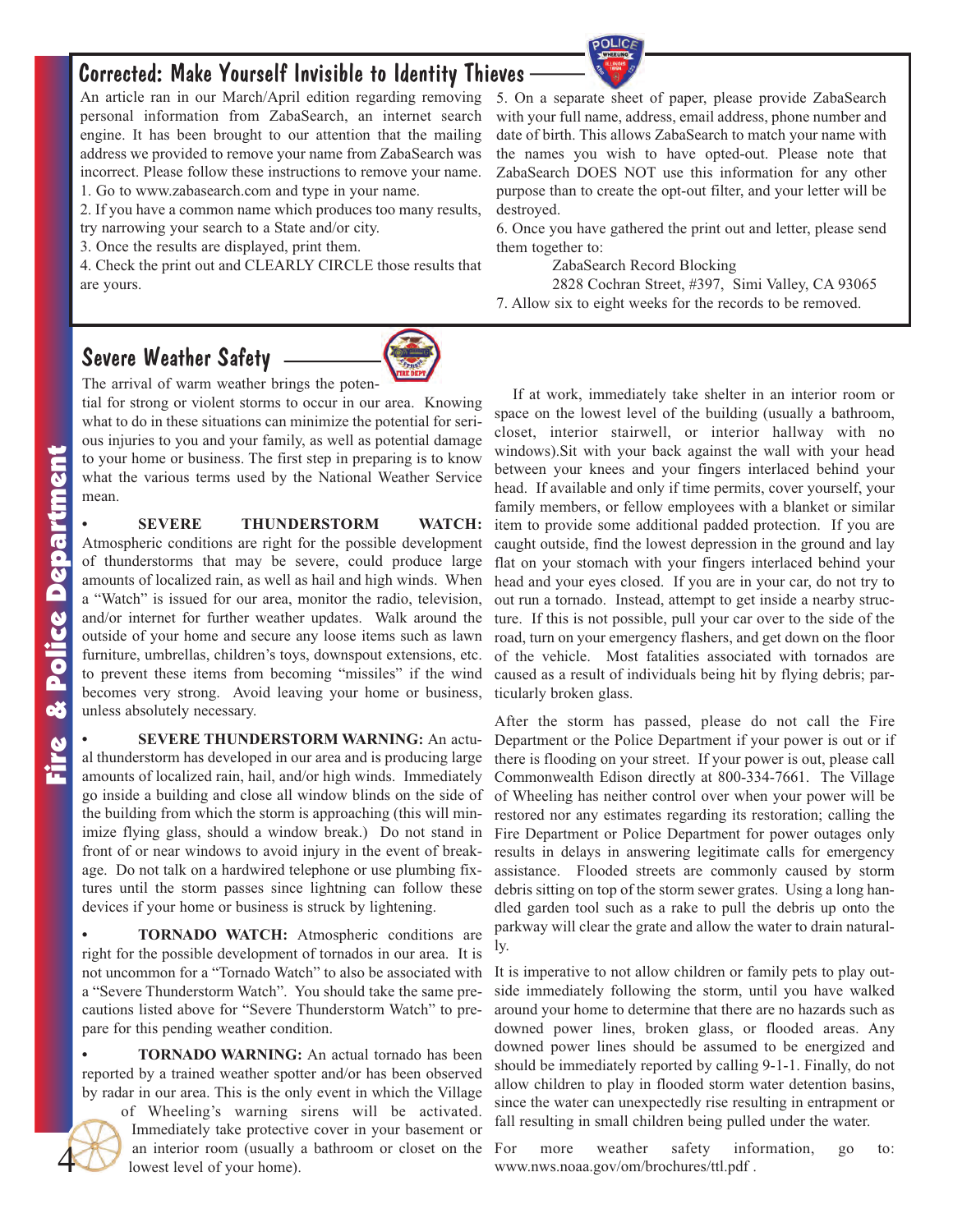## Corrected: Make Yourself Invisible to Identity Thieves

An article ran in our March/April edition regarding removing personal information from ZabaSearch, an internet search engine. It has been brought to our attention that the mailing address we provided to remove your name from ZabaSearch was incorrect. Please follow these instructions to remove your name.

1. Go to www.zabasearch.com and type in your name.
2. If you have a common name which produces too many results, try narrowing your search to a State and/or city.
3. Once the results are displayed, print them.
4. Check the print out and CLEARLY CIRCLE those results that are yours.
5. On a separate sheet of paper, please provide ZabaSearch with your full name, address, email address, phone number and date of birth. This allows ZabaSearch to match your name with the names you wish to have opted-out. Please note that ZabaSearch DOES NOT use this information for any other purpose than to create the opt-out filter, and your letter will be destroyed.
6. Once you have gathered the print out and letter, please send them together to:

   ZabaSearch Record Blocking
   2828 Cochran Street, #397, Simi Valley, CA 93065

7. Allow six to eight weeks for the records to be removed.

## Severe Weather Safety

The arrival of warm weather brings the potential for strong or violent storms to occur in our area. Knowing what to do in these situations can minimize the potential for serious injuries to you and your family, as well as potential damage to your home or business. The first step in preparing is to know what the various terms used by the National Weather Service mean.

- **SEVERE THUNDERSTORM WATCH:** Atmospheric conditions are right for the possible development of thunderstorms that may be severe, could produce large amounts of localized rain, as well as hail and high winds. When a "Watch" is issued for our area, monitor the radio, television, and/or internet for further weather updates. Walk around the outside of your home and secure any loose items such as lawn furniture, umbrellas, children's toys, downspout extensions, etc. to prevent these items from becoming "missiles" if the wind becomes very strong. Avoid leaving your home or business, unless absolutely necessary.

- **SEVERE THUNDERSTORM WARNING:** An actual thunderstorm has developed in our area and is producing large amounts of localized rain, hail, and/or high winds. Immediately go inside a building and close all window blinds on the side of the building from which the storm is approaching (this will minimize flying glass, should a window break.) Do not stand in front of or near windows to avoid injury in the event of breakage. Do not talk on a hardwired telephone or use plumbing fixtures until the storm passes since lightning can follow these devices if your home or business is struck by lightening.

- **TORNADO WATCH:** Atmospheric conditions are right for the possible development of tornados in our area. It is not uncommon for a "Tornado Watch" to also be associated with a "Severe Thunderstorm Watch". You should take the same precautions listed above for "Severe Thunderstorm Watch" to prepare for this pending weather condition.

- **TORNADO WARNING:** An actual tornado has been reported by a trained weather spotter and/or has been observed by radar in our area. This is the only event in which the Village of Wheeling's warning sirens will be activated. Immediately take protective cover in your basement or an interior room (usually a bathroom or closet on the lowest level of your home).

If at work, immediately take shelter in an interior room or space on the lowest level of the building (usually a bathroom, closet, interior stairwell, or interior hallway with no windows).Sit with your back against the wall with your head between your knees and your fingers interlaced behind your head. If available and only if time permits, cover yourself, your family members, or fellow employees with a blanket or similar item to provide some additional padded protection. If you are caught outside, find the lowest depression in the ground and lay flat on your stomach with your fingers interlaced behind your head and your eyes closed. If you are in your car, do not try to out run a tornado. Instead, attempt to get inside a nearby structure. If this is not possible, pull your car over to the side of the road, turn on your emergency flashers, and get down on the floor of the vehicle. Most fatalities associated with tornados are caused as a result of individuals being hit by flying debris; particularly broken glass.

After the storm has passed, please do not call the Fire Department or the Police Department if your power is out or if there is flooding on your street. If your power is out, please call Commonwealth Edison directly at 800-334-7661. The Village of Wheeling has neither control over when your power will be restored nor any estimates regarding its restoration; calling the Fire Department or Police Department for power outages only results in delays in answering legitimate calls for emergency assistance. Flooded streets are commonly caused by storm debris sitting on top of the storm sewer grates. Using a long handled garden tool such as a rake to pull the debris up onto the parkway will clear the grate and allow the water to drain naturally.

It is imperative to not allow children or family pets to play outside immediately following the storm, until you have walked around your home to determine that there are no hazards such as downed power lines, broken glass, or flooded areas. Any downed power lines should be assumed to be energized and should be immediately reported by calling 9-1-1. Finally, do not allow children to play in flooded storm water detention basins, since the water can unexpectedly rise resulting in entrapment or fall resulting in small children being pulled under the water.

For more weather safety information, go to: www.nws.noaa.gov/om/brochures/ttl.pdf .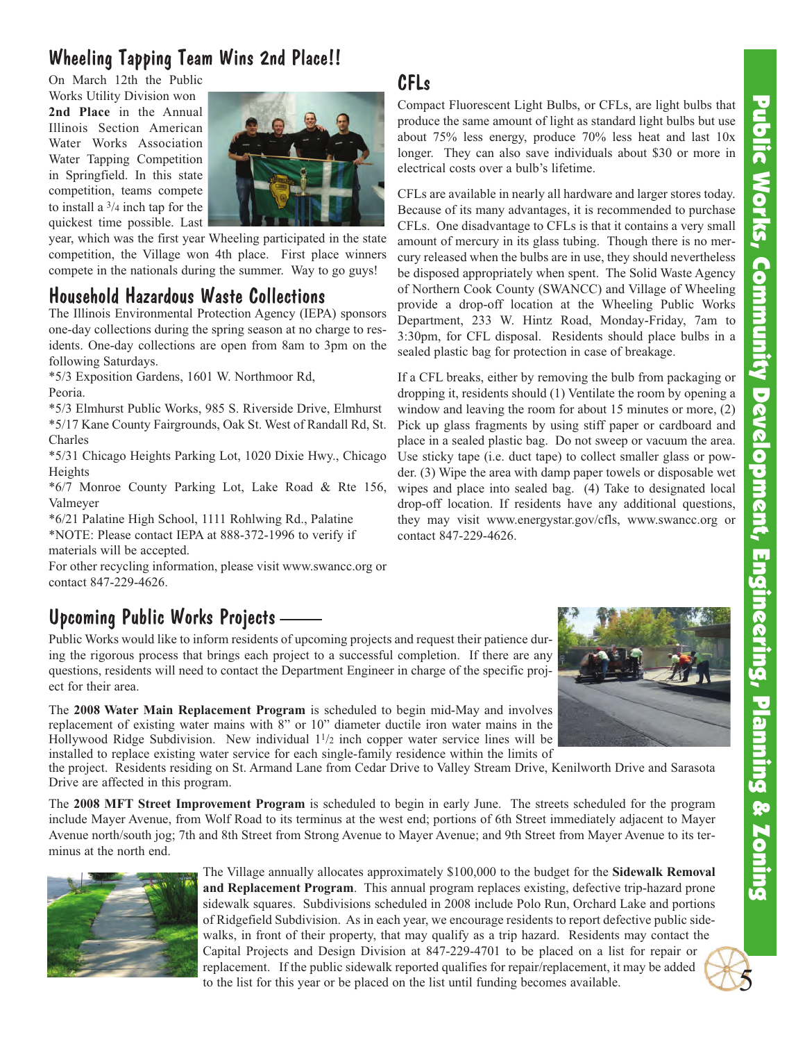## Wheeling Tapping Team Wins 2nd Place!!

On March 12th the Public Works Utility Division won **2nd Place** in the Annual Illinois Section American Water Works Association Water Tapping Competition in Springfield. In this state competition, teams compete to install a 3/4 inch tap for the quickest time possible. Last year, which was the first year Wheeling participated in the state competition, the Village won 4th place. First place winners compete in the nationals during the summer. Way to go guys!

## Household Hazardous Waste Collections

The Illinois Environmental Protection Agency (IEPA) sponsors one-day collections during the spring season at no charge to residents. One-day collections are open from 8am to 3pm on the following Saturdays.

*5/3 Exposition Gardens, 1601 W. Northmoor Rd, Peoria.

*5/3 Elmhurst Public Works, 985 S. Riverside Drive, Elmhurst

*5/17 Kane County Fairgrounds, Oak St. West of Randall Rd, St. Charles

*5/31 Chicago Heights Parking Lot, 1020 Dixie Hwy., Chicago Heights

*6/7 Monroe County Parking Lot, Lake Road & Rte 156, Valmeyer

*6/21 Palatine High School, 1111 Rohlwing Rd., Palatine

*NOTE: Please contact IEPA at 888-372-1996 to verify if materials will be accepted.

For other recycling information, please visit www.swancc.org or contact 847-229-4626.

## CFLs

Compact Fluorescent Light Bulbs, or CFLs, are light bulbs that produce the same amount of light as standard light bulbs but use about 75% less energy, produce 70% less heat and last 10x longer. They can also save individuals about $30 or more in electrical costs over a bulb's lifetime.

CFLs are available in nearly all hardware and larger stores today. Because of its many advantages, it is recommended to purchase CFLs. One disadvantage to CFLs is that it contains a very small amount of mercury in its glass tubing. Though there is no mercury released when the bulbs are in use, they should nevertheless be disposed appropriately when spent. The Solid Waste Agency of Northern Cook County (SWANCC) and Village of Wheeling provide a drop-off location at the Wheeling Public Works Department, 233 W. Hintz Road, Monday-Friday, 7am to 3:30pm, for CFL disposal. Residents should place bulbs in a sealed plastic bag for protection in case of breakage.

If a CFL breaks, either by removing the bulb from packaging or dropping it, residents should (1) Ventilate the room by opening a window and leaving the room for about 15 minutes or more, (2) Pick up glass fragments by using stiff paper or cardboard and place in a sealed plastic bag. Do not sweep or vacuum the area. Use sticky tape (i.e. duct tape) to collect smaller glass or powder. (3) Wipe the area with damp paper towels or disposable wet wipes and place into sealed bag. (4) Take to designated local drop-off location. If residents have any additional questions, they may visit www.energystar.gov/cfls, www.swancc.org or contact 847-229-4626.

## Upcoming Public Works Projects

Public Works would like to inform residents of upcoming projects and request their patience during the rigorous process that brings each project to a successful completion. If there are any questions, residents will need to contact the Department Engineer in charge of the specific project for their area.

The **2008 Water Main Replacement Program** is scheduled to begin mid-May and involves replacement of existing water mains with 8" or 10" diameter ductile iron water mains in the Hollywood Ridge Subdivision. New individual 1 1/2 inch copper water service lines will be installed to replace existing water service for each single-family residence within the limits of the project. Residents residing on St. Armand Lane from Cedar Drive to Valley Stream Drive, Kenilworth Drive and Sarasota Drive are affected in this program.

The **2008 MFT Street Improvement Program** is scheduled to begin in early June. The streets scheduled for the program include Mayer Avenue, from Wolf Road to its terminus at the west end; portions of 6th Street immediately adjacent to Mayer Avenue north/south jog; 7th and 8th Street from Strong Avenue to Mayer Avenue; and 9th Street from Mayer Avenue to its terminus at the north end.

The Village annually allocates approximately $100,000 to the budget for the **Sidewalk Removal and Replacement Program**. This annual program replaces existing, defective trip-hazard prone sidewalk squares. Subdivisions scheduled in 2008 include Polo Run, Orchard Lake and portions of Ridgefield Subdivision. As in each year, we encourage residents to report defective public sidewalks, in front of their property, that may qualify as a trip hazard. Residents may contact the Capital Projects and Design Division at 847-229-4701 to be placed on a list for repair or replacement. If the public sidewalk reported qualifies for repair/replacement, it may be added to the list for this year or be placed on the list until funding becomes available.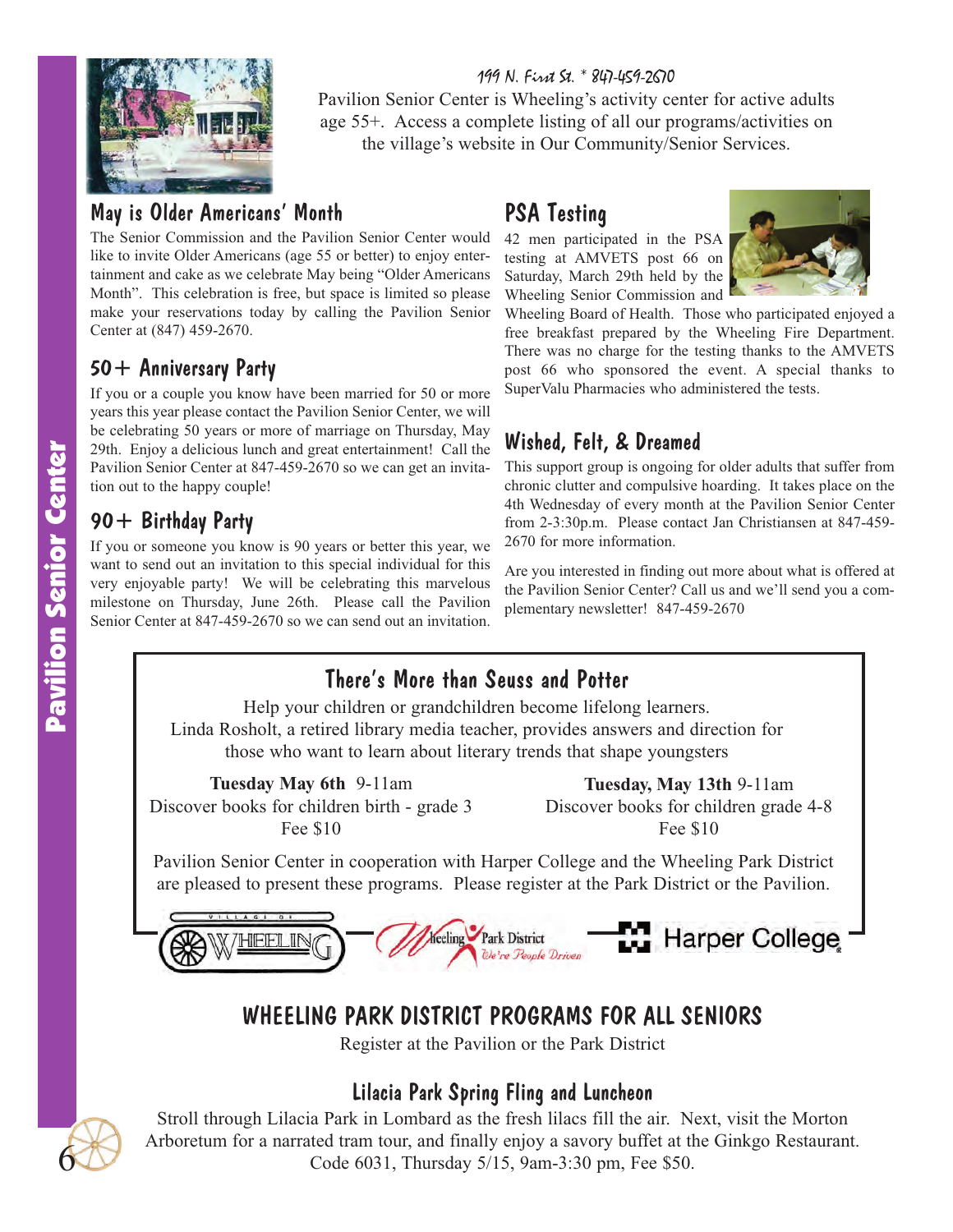199 N. First St. * 847-459-2670

Pavilion Senior Center is Wheeling's activity center for active adults age 55+. Access a complete listing of all our programs/activities on the village's website in Our Community/Senior Services.

## May is Older Americans' Month

The Senior Commission and the Pavilion Senior Center would like to invite Older Americans (age 55 or better) to enjoy entertainment and cake as we celebrate May being "Older Americans Month". This celebration is free, but space is limited so please make your reservations today by calling the Pavilion Senior Center at (847) 459-2670.

## 50+ Anniversary Party

If you or a couple you know have been married for 50 or more years this year please contact the Pavilion Senior Center, we will be celebrating 50 years or more of marriage on Thursday, May 29th. Enjoy a delicious lunch and great entertainment! Call the Pavilion Senior Center at 847-459-2670 so we can get an invitation out to the happy couple!

## 90+ Birthday Party

If you or someone you know is 90 years or better this year, we want to send out an invitation to this special individual for this very enjoyable party! We will be celebrating this marvelous milestone on Thursday, June 26th. Please call the Pavilion Senior Center at 847-459-2670 so we can send out an invitation.

## PSA Testing

42 men participated in the PSA testing at AMVETS post 66 on Saturday, March 29th held by the Wheeling Senior Commission and Wheeling Board of Health. Those who participated enjoyed a free breakfast prepared by the Wheeling Fire Department. There was no charge for the testing thanks to the AMVETS post 66 who sponsored the event. A special thanks to SuperValu Pharmacies who administered the tests.

## Wished, Felt, & Dreamed

This support group is ongoing for older adults that suffer from chronic clutter and compulsive hoarding. It takes place on the 4th Wednesday of every month at the Pavilion Senior Center from 2-3:30p.m. Please contact Jan Christiansen at 847-459-2670 for more information.

Are you interested in finding out more about what is offered at the Pavilion Senior Center? Call us and we'll send you a complementary newsletter! 847-459-2670

## There's More than Seuss and Potter

Help your children or grandchildren become lifelong learners. Linda Rosholt, a retired library media teacher, provides answers and direction for those who want to learn about literary trends that shape youngsters

**Tuesday May 6th** 9-11am
Discover books for children birth - grade 3
Fee $10

**Tuesday, May 13th** 9-11am
Discover books for children grade 4-8
Fee $10

Pavilion Senior Center in cooperation with Harper College and the Wheeling Park District are pleased to present these programs. Please register at the Park District or the Pavilion.

Village of Wheeling — Wheeling Park District, We're People Driven — Harper College

# WHEELING PARK DISTRICT PROGRAMS FOR ALL SENIORS

Register at the Pavilion or the Park District

## Lilacia Park Spring Fling and Luncheon

Stroll through Lilacia Park in Lombard as the fresh lilacs fill the air. Next, visit the Morton Arboretum for a narrated tram tour, and finally enjoy a savory buffet at the Ginkgo Restaurant. Code 6031, Thursday 5/15, 9am-3:30 pm, Fee $50.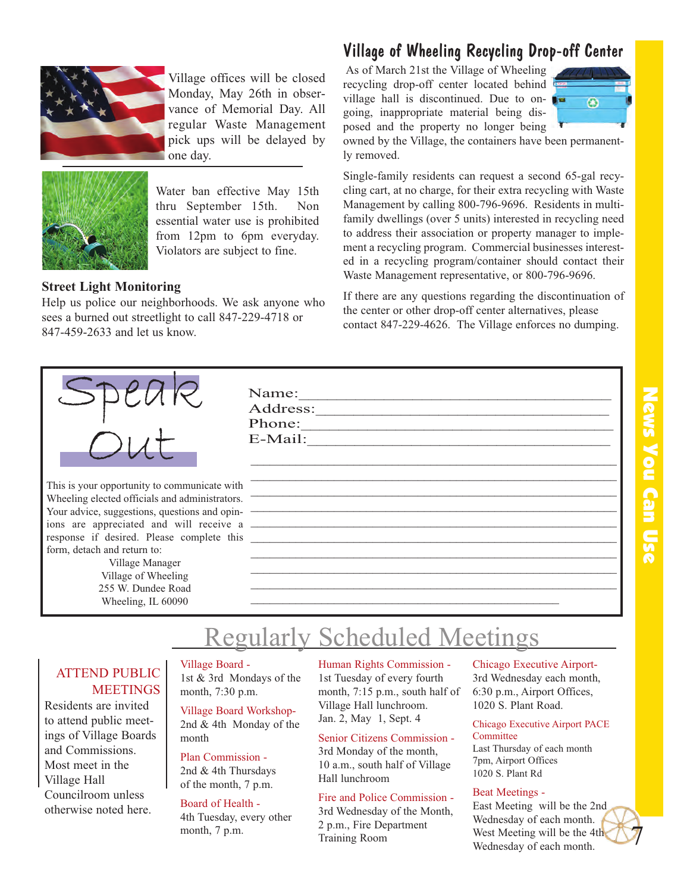Village offices will be closed Monday, May 26th in observance of Memorial Day. All regular Waste Management pick ups will be delayed by one day.

Water ban effective May 15th thru September 15th. Non essential water use is prohibited from 12pm to 6pm everyday. Violators are subject to fine.

**Street Light Monitoring**

Help us police our neighborhoods. We ask anyone who sees a burned out streetlight to call 847-229-4718 or 847-459-2633 and let us know.

## Village of Wheeling Recycling Drop-off Center

As of March 21st the Village of Wheeling recycling drop-off center located behind village hall is discontinued. Due to ongoing, inappropriate material being disposed and the property no longer being owned by the Village, the containers have been permanently removed.

Single-family residents can request a second 65-gal recycling cart, at no charge, for their extra recycling with Waste Management by calling 800-796-9696. Residents in multi-family dwellings (over 5 units) interested in recycling need to address their association or property manager to implement a recycling program. Commercial businesses interested in a recycling program/container should contact their Waste Management representative, or 800-796-9696.

If there are any questions regarding the discontinuation of the center or other drop-off center alternatives, please contact 847-229-4626. The Village enforces no dumping.

## Speak Out

This is your opportunity to communicate with Wheeling elected officials and administrators. Your advice, suggestions, questions and opinions are appreciated and will receive a response if desired. Please complete this form, detach and return to:

Village Manager
Village of Wheeling
255 W. Dundee Road
Wheeling, IL 60090

Name:\_\_\_\_\_\_\_\_\_\_\_\_\_\_\_\_\_\_\_\_\_\_\_\_\_\_\_\_\_\_\_\_\_\_\_\_\_\_

Address:\_\_\_\_\_\_\_\_\_\_\_\_\_\_\_\_\_\_\_\_\_\_\_\_\_\_\_\_\_\_\_\_\_\_\_\_\_

Phone:\_\_\_\_\_\_\_\_\_\_\_\_\_\_\_\_\_\_\_\_\_\_\_\_\_\_\_\_\_\_\_\_\_\_\_\_\_\_

E-Mail:\_\_\_\_\_\_\_\_\_\_\_\_\_\_\_\_\_\_\_\_\_\_\_\_\_\_\_\_\_\_\_\_\_\_\_\_\_

## Regularly Scheduled Meetings

**ATTEND PUBLIC MEETINGS**

Residents are invited to attend public meetings of Village Boards and Commissions. Most meet in the Village Hall Councilroom unless otherwise noted here.

**Village Board -**
1st & 3rd Mondays of the month, 7:30 p.m.

**Village Board Workshop-**
2nd & 4th Monday of the month

**Plan Commission -**
2nd & 4th Thursdays of the month, 7 p.m.

**Board of Health -**
4th Tuesday, every other month, 7 p.m.

**Human Rights Commission -**
1st Tuesday of every fourth month, 7:15 p.m., south half of Village Hall lunchroom. Jan. 2, May 1, Sept. 4

**Senior Citizens Commission -**
3rd Monday of the month, 10 a.m., south half of Village Hall lunchroom

**Fire and Police Commission -**
3rd Wednesday of the Month, 2 p.m., Fire Department Training Room

**Chicago Executive Airport-**
3rd Wednesday each month, 6:30 p.m., Airport Offices, 1020 S. Plant Road.

**Chicago Executive Airport PACE Committee**
Last Thursday of each month
7pm, Airport Offices
1020 S. Plant Rd

**Beat Meetings -**
East Meeting will be the 2nd Wednesday of each month.
West Meeting will be the 4th Wednesday of each month.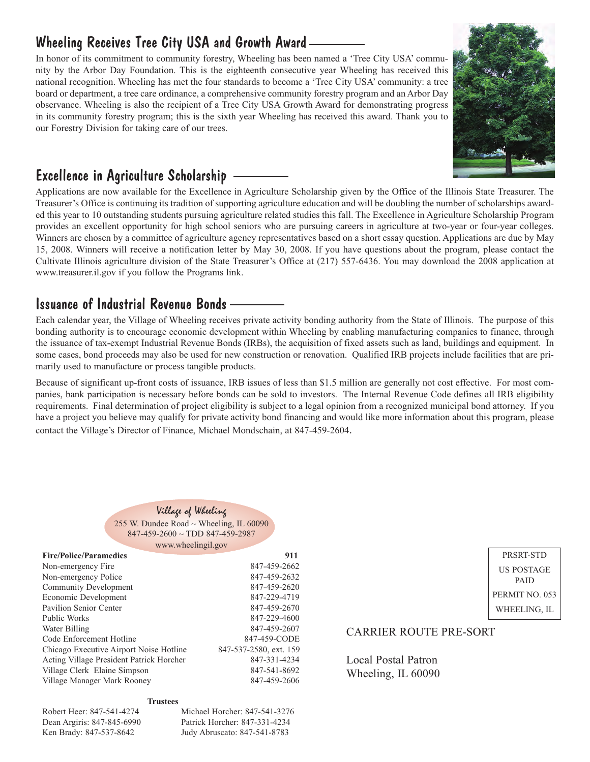## Wheeling Receives Tree City USA and Growth Award

In honor of its commitment to community forestry, Wheeling has been named a 'Tree City USA' community by the Arbor Day Foundation. This is the eighteenth consecutive year Wheeling has received this national recognition. Wheeling has met the four standards to become a 'Tree City USA' community: a tree board or department, a tree care ordinance, a comprehensive community forestry program and an Arbor Day observance. Wheeling is also the recipient of a Tree City USA Growth Award for demonstrating progress in its community forestry program; this is the sixth year Wheeling has received this award. Thank you to our Forestry Division for taking care of our trees.

## Excellence in Agriculture Scholarship

Applications are now available for the Excellence in Agriculture Scholarship given by the Office of the Illinois State Treasurer. The Treasurer's Office is continuing its tradition of supporting agriculture education and will be doubling the number of scholarships awarded this year to 10 outstanding students pursuing agriculture related studies this fall. The Excellence in Agriculture Scholarship Program provides an excellent opportunity for high school seniors who are pursuing careers in agriculture at two-year or four-year colleges. Winners are chosen by a committee of agriculture agency representatives based on a short essay question. Applications are due by May 15, 2008. Winners will receive a notification letter by May 30, 2008. If you have questions about the program, please contact the Cultivate Illinois agriculture division of the State Treasurer's Office at (217) 557-6436. You may download the 2008 application at www.treasurer.il.gov if you follow the Programs link.

## Issuance of Industrial Revenue Bonds

Each calendar year, the Village of Wheeling receives private activity bonding authority from the State of Illinois. The purpose of this bonding authority is to encourage economic development within Wheeling by enabling manufacturing companies to finance, through the issuance of tax-exempt Industrial Revenue Bonds (IRBs), the acquisition of fixed assets such as land, buildings and equipment. In some cases, bond proceeds may also be used for new construction or renovation. Qualified IRB projects include facilities that are primarily used to manufacture or process tangible products.

Because of significant up-front costs of issuance, IRB issues of less than $1.5 million are generally not cost effective. For most companies, bank participation is necessary before bonds can be sold to investors. The Internal Revenue Code defines all IRB eligibility requirements. Final determination of project eligibility is subject to a legal opinion from a recognized municipal bond attorney. If you have a project you believe may qualify for private activity bond financing and would like more information about this program, please contact the Village's Director of Finance, Michael Mondschain, at 847-459-2604.

**Village of Wheeling**
255 W. Dundee Road ~ Wheeling, IL 60090
847-459-2600 ~ TDD 847-459-2987
www.wheelingil.gov

| | |
|---|---|
| **Fire/Police/Paramedics** | **911** |
| Non-emergency Fire | 847-459-2662 |
| Non-emergency Police | 847-459-2632 |
| Community Development | 847-459-2620 |
| Economic Development | 847-229-4719 |
| Pavilion Senior Center | 847-459-2670 |
| Public Works | 847-229-4600 |
| Water Billing | 847-459-2607 |
| Code Enforcement Hotline | 847-459-CODE |
| Chicago Executive Airport Noise Hotline | 847-537-2580, ext. 159 |
| Acting Village President Patrick Horcher | 847-331-4234 |
| Village Clerk Elaine Simpson | 847-541-8692 |
| Village Manager Mark Rooney | 847-459-2606 |

**Trustees**

| | |
|---|---|
| Robert Heer: 847-541-4274 | Michael Horcher: 847-541-3276 |
| Dean Argiris: 847-845-6990 | Patrick Horcher: 847-331-4234 |
| Ken Brady: 847-537-8642 | Judy Abruscato: 847-541-8783 |

PRSRT-STD
US POSTAGE
PAID
PERMIT NO. 053
WHEELING, IL

CARRIER ROUTE PRE-SORT

Local Postal Patron
Wheeling, IL 60090